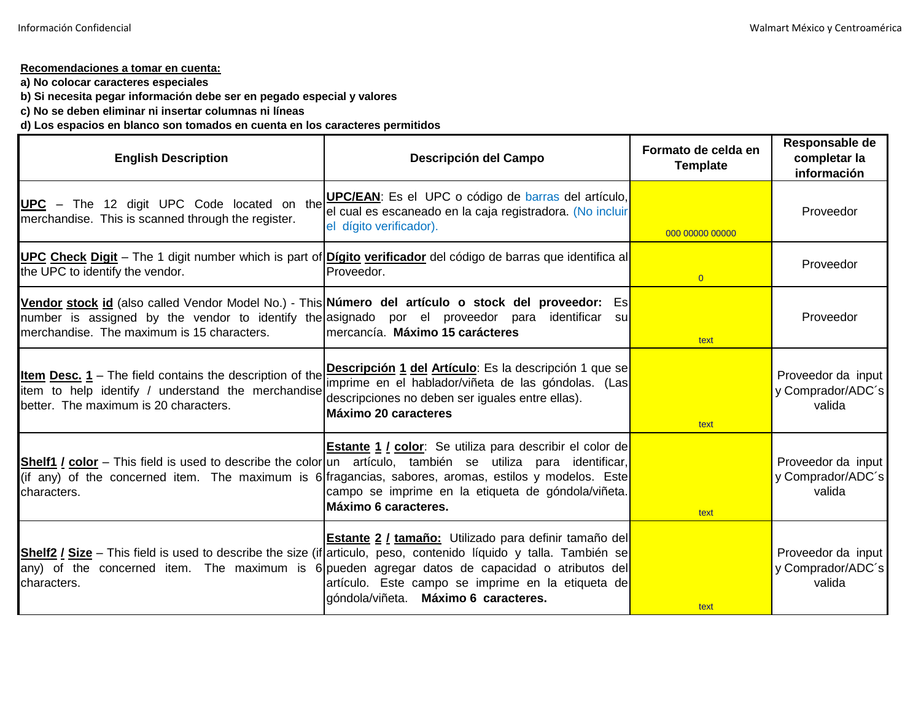**Recomendaciones a tomar en cuenta:**

**a) No colocar caracteres especiales**

**b) Si necesita pegar información debe ser en pegado especial y valores**

**c) No se deben eliminar ni insertar columnas ni líneas**

**d) Los espacios en blanco son tomados en cuenta en los caracteres permitidos**

| English Description | Descripción del Campo | Formato de celda en Template | Responsable de completar la información |
|---|---|---|---|
| **UPC** – The 12 digit UPC Code located on the merchandise. This is scanned through the register. | **UPC/EAN**: Es el UPC o código de barras del artículo, el cual es escaneado en la caja registradora. (No incluir el dígito verificador). | 000 00000 00000 | Proveedor |
| **UPC Check Digit** – The 1 digit number which is part of the UPC to identify the vendor. | **Dígito verificador** del código de barras que identifica al Proveedor. | 0 | Proveedor |
| **Vendor stock id** (also called Vendor Model No.) - This number is assigned by the vendor to identify the merchandise. The maximum is 15 characters. | **Número del artículo o stock del proveedor:** Es asignado por el proveedor para identificar su mercancía. **Máximo 15 carácteres** | text | Proveedor |
| **Item Desc. 1** – The field contains the description of the item to help identify / understand the merchandise better. The maximum is 20 characters. | **Descripción 1 del Artículo**: Es la descripción 1 que se imprime en el hablador/viñeta de las góndolas. (Las descripciones no deben ser iguales entre ellas). **Máximo 20 caracteres** | text | Proveedor da input y Comprador/ADC´s valida |
| **Shelf1 / color** – This field is used to describe the color (if any) of the concerned item. The maximum is 6 characters. | **Estante 1 / color**: Se utiliza para describir el color de un artículo, también se utiliza para identificar, fragancias, sabores, aromas, estilos y modelos. Este campo se imprime en la etiqueta de góndola/viñeta. **Máximo 6 caracteres.** | text | Proveedor da input y Comprador/ADC´s valida |
| **Shelf2 / Size** – This field is used to describe the size (if any) of the concerned item. The maximum is 6 characters. | **Estante 2 / tamaño:** Utilizado para definir tamaño del articulo, peso, contenido líquido y talla. También se pueden agregar datos de capacidad o atributos del artículo. Este campo se imprime en la etiqueta de góndola/viñeta. **Máximo 6 caracteres.** | text | Proveedor da input y Comprador/ADC´s valida |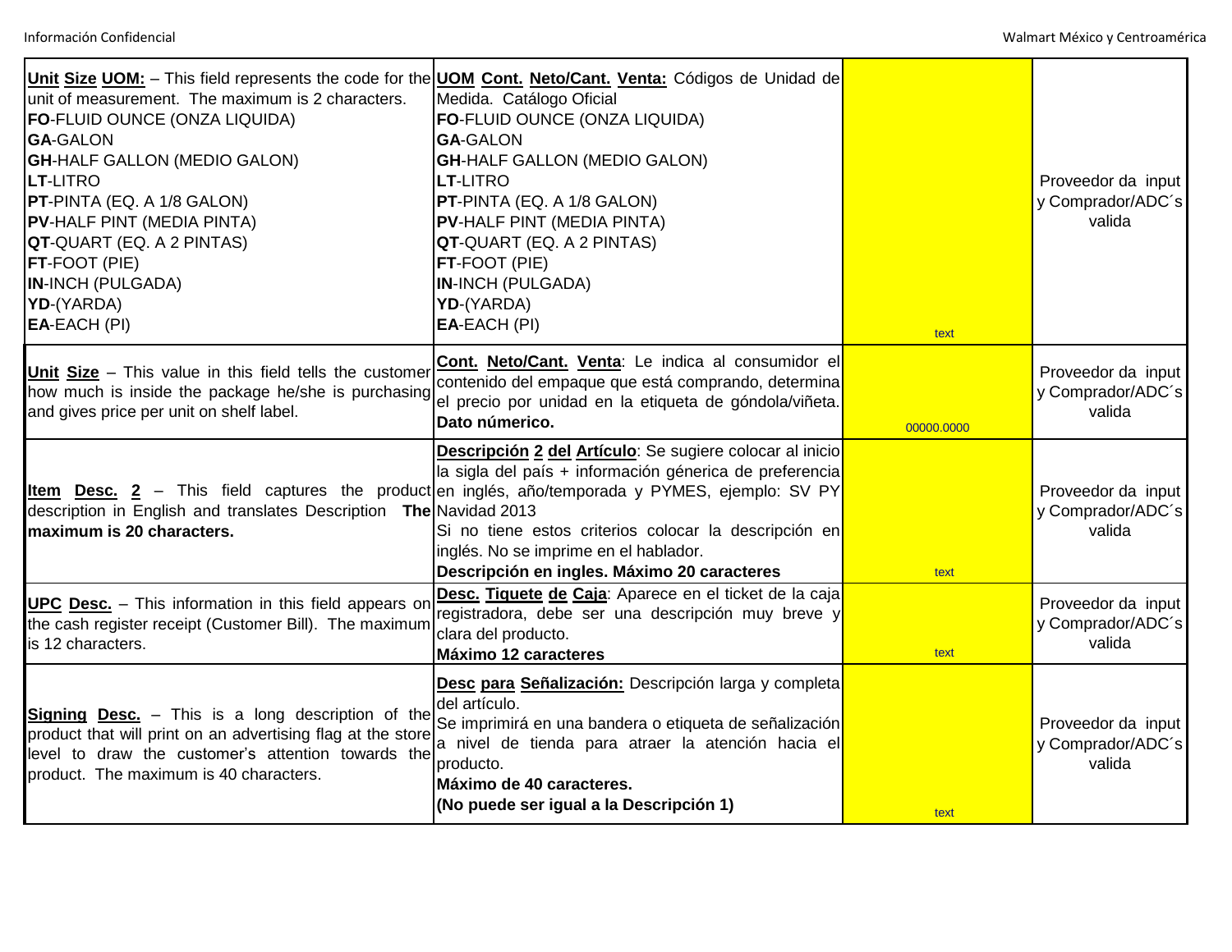| | | | |
|---|---|---|---|
| **Unit Size UOM:** – This field represents the code for the unit of measurement. The maximum is 2 characters.<br>**FO**-FLUID OUNCE (ONZA LIQUIDA)<br>**GA**-GALON<br>**GH**-HALF GALLON (MEDIO GALON)<br>**LT**-LITRO<br>**PT**-PINTA (EQ. A 1/8 GALON)<br>**PV**-HALF PINT (MEDIA PINTA)<br>**QT**-QUART (EQ. A 2 PINTAS)<br>**FT**-FOOT (PIE)<br>**IN**-INCH (PULGADA)<br>**YD**-(YARDA)<br>**EA**-EACH (PI) | **UOM Cont. Neto/Cant. Venta:** Códigos de Unidad de Medida. Catálogo Oficial<br>**FO**-FLUID OUNCE (ONZA LIQUIDA)<br>**GA**-GALON<br>**GH**-HALF GALLON (MEDIO GALON)<br>**LT**-LITRO<br>**PT**-PINTA (EQ. A 1/8 GALON)<br>**PV**-HALF PINT (MEDIA PINTA)<br>**QT**-QUART (EQ. A 2 PINTAS)<br>**FT**-FOOT (PIE)<br>**IN**-INCH (PULGADA)<br>**YD**-(YARDA)<br>**EA**-EACH (PI) | text | Proveedor da input y Comprador/ADC´s valida |
| **Unit Size** – This value in this field tells the customer how much is inside the package he/she is purchasing and gives price per unit on shelf label. | **Cont. Neto/Cant. Venta**: Le indica al consumidor el contenido del empaque que está comprando, determina el precio por unidad en la etiqueta de góndola/viñeta. **Dato númerico.** | 00000.0000 | Proveedor da input y Comprador/ADC´s valida |
| **Item Desc. 2** – This field captures the product description in English and translates Description **The maximum is 20 characters.** | **Descripción 2 del Artículo**: Se sugiere colocar al inicio la sigla del país + información génerica de preferencia en inglés, año/temporada y PYMES, ejemplo: SV PY Navidad 2013<br>Si no tiene estos criterios colocar la descripción en inglés. No se imprime en el hablador.<br>**Descripción en ingles. Máximo 20 caracteres** | text | Proveedor da input y Comprador/ADC´s valida |
| **UPC Desc.** – This information in this field appears on the cash register receipt (Customer Bill). The maximum is 12 characters. | **Desc. Tiquete de Caja**: Aparece en el ticket de la caja registradora, debe ser una descripción muy breve y clara del producto.<br>**Máximo 12 caracteres** | text | Proveedor da input y Comprador/ADC´s valida |
| **Signing Desc.** – This is a long description of the product that will print on an advertising flag at the store level to draw the customer's attention towards the product. The maximum is 40 characters. | **Desc para Señalización:** Descripción larga y completa del artículo.<br>Se imprimirá en una bandera o etiqueta de señalización a nivel de tienda para atraer la atención hacia el producto.<br>**Máximo de 40 caracteres.**<br>**(No puede ser igual a la Descripción 1)** | text | Proveedor da input y Comprador/ADC´s valida |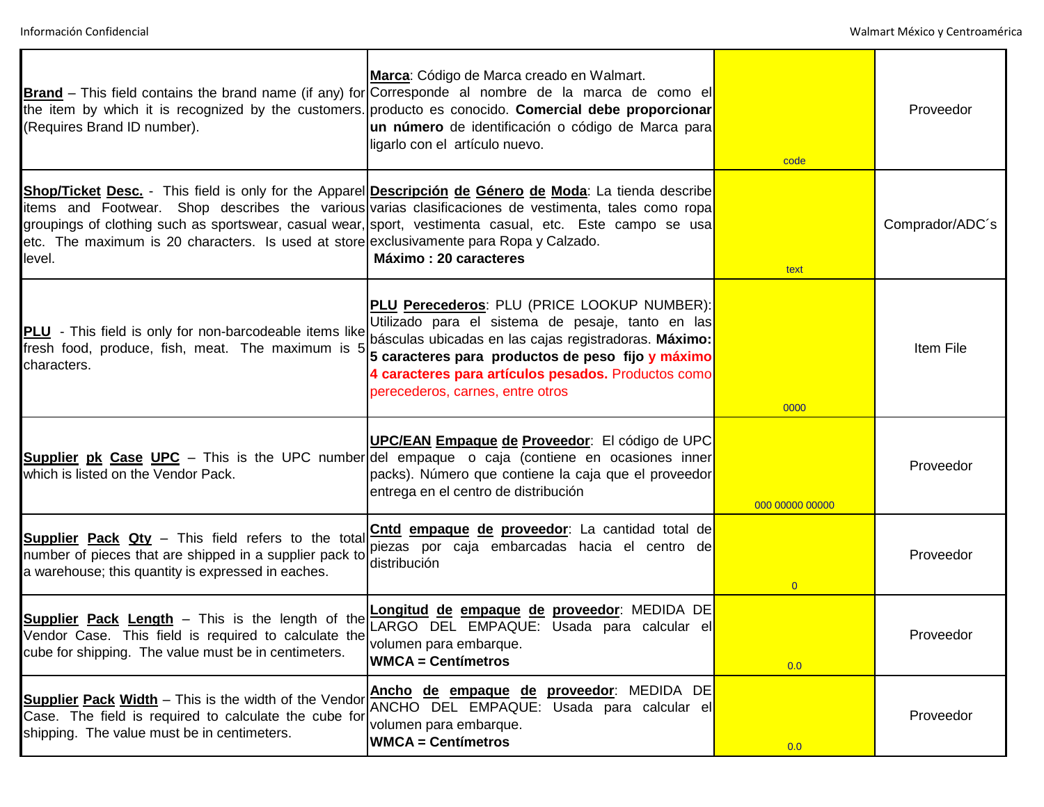| | | | |
|---|---|---|---|
| **Brand** – This field contains the brand name (if any) for the item by which it is recognized by the customers. (Requires Brand ID number). | **Marca**: Código de Marca creado en Walmart. Corresponde al nombre de la marca de como el producto es conocido. **Comercial debe proporcionar un número** de identificación o código de Marca para ligarlo con el artículo nuevo. | code | Proveedor |
| **Shop/Ticket Desc.** - This field is only for the Apparel items and Footwear. Shop describes the various groupings of clothing such as sportswear, casual wear, etc. The maximum is 20 characters. Is used at store level. | **Descripción de Género de Moda**: La tienda describe varias clasificaciones de vestimenta, tales como ropa sport, vestimenta casual, etc. Este campo se usa exclusivamente para Ropa y Calzado. **Máximo : 20 caracteres** | text | Comprador/ADC´s |
| **PLU** - This field is only for non-barcodeable items like fresh food, produce, fish, meat. The maximum is 5 characters. | **PLU Perecederos**: PLU (PRICE LOOKUP NUMBER): Utilizado para el sistema de pesaje, tanto en las básculas ubicadas en las cajas registradoras. **Máximo: 5 caracteres para productos de peso fijo y máximo 4 caracteres para artículos pesados.** Productos como perecederos, carnes, entre otros | 0000 | Item File |
| **Supplier pk Case UPC** – This is the UPC number which is listed on the Vendor Pack. | **UPC/EAN Empaque de Proveedor**: El código de UPC del empaque o caja (contiene en ocasiones inner packs). Número que contiene la caja que el proveedor entrega en el centro de distribución | 000 00000 00000 | Proveedor |
| **Supplier Pack Qty** – This field refers to the total number of pieces that are shipped in a supplier pack to a warehouse; this quantity is expressed in eaches. | **Cntd empaque de proveedor**: La cantidad total de piezas por caja embarcadas hacia el centro de distribución | 0 | Proveedor |
| **Supplier Pack Length** – This is the length of the Vendor Case. This field is required to calculate the cube for shipping. The value must be in centimeters. | **Longitud de empaque de proveedor**: MEDIDA DE LARGO DEL EMPAQUE: Usada para calcular el volumen para embarque. **WMCA = Centímetros** | 0.0 | Proveedor |
| **Supplier Pack Width** – This is the width of the Vendor Case. The field is required to calculate the cube for shipping. The value must be in centimeters. | **Ancho de empaque de proveedor**: MEDIDA DE ANCHO DEL EMPAQUE: Usada para calcular el volumen para embarque. **WMCA = Centímetros** | 0.0 | Proveedor |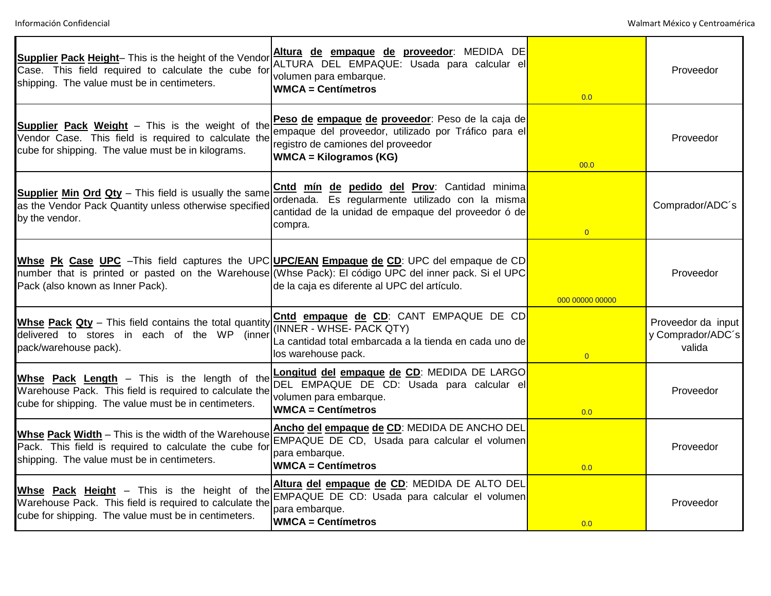| | | | |
|---|---|---|---|
| **Supplier Pack Height**– This is the height of the Vendor Case. This field required to calculate the cube for shipping. The value must be in centimeters. | **Altura de empaque de proveedor**: MEDIDA DE ALTURA DEL EMPAQUE: Usada para calcular el volumen para embarque.<br>**WMCA = Centímetros** | 0.0 | Proveedor |
| **Supplier Pack Weight** – This is the weight of the Vendor Case. This field is required to calculate the cube for shipping. The value must be in kilograms. | **Peso de empaque de proveedor**: Peso de la caja de empaque del proveedor, utilizado por Tráfico para el registro de camiones del proveedor<br>**WMCA = Kilogramos (KG)** | 00.0 | Proveedor |
| **Supplier Min Ord Qty** – This field is usually the same as the Vendor Pack Quantity unless otherwise specified by the vendor. | **Cntd mín de pedido del Prov**: Cantidad minima ordenada. Es regularmente utilizado con la misma cantidad de la unidad de empaque del proveedor ó de compra. | 0 | Comprador/ADC´s |
| **Whse Pk Case UPC** –This field captures the UPC number that is printed or pasted on the Warehouse Pack (also known as Inner Pack). | **UPC/EAN Empaque de CD**: UPC del empaque de CD (Whse Pack): El código UPC del inner pack. Si el UPC de la caja es diferente al UPC del artículo. | 000 00000 00000 | Proveedor |
| **Whse Pack Qty** – This field contains the total quantity delivered to stores in each of the WP (inner pack/warehouse pack). | **Cntd empaque de CD**: CANT EMPAQUE DE CD (INNER - WHSE- PACK QTY)<br>La cantidad total embarcada a la tienda en cada uno de los warehouse pack. | 0 | Proveedor da input y Comprador/ADC´s valida |
| **Whse Pack Length** – This is the length of the Warehouse Pack. This field is required to calculate the cube for shipping. The value must be in centimeters. | **Longitud del empaque de CD**: MEDIDA DE LARGO DEL EMPAQUE DE CD: Usada para calcular el volumen para embarque.<br>**WMCA = Centímetros** | 0.0 | Proveedor |
| **Whse Pack Width** – This is the width of the Warehouse Pack. This field is required to calculate the cube for shipping. The value must be in centimeters. | **Ancho del empaque de CD**: MEDIDA DE ANCHO DEL EMPAQUE DE CD, Usada para calcular el volumen para embarque.<br>**WMCA = Centímetros** | 0.0 | Proveedor |
| **Whse Pack Height** – This is the height of the Warehouse Pack. This field is required to calculate the cube for shipping. The value must be in centimeters. | **Altura del empaque de CD**: MEDIDA DE ALTO DEL EMPAQUE DE CD: Usada para calcular el volumen para embarque.<br>**WMCA = Centímetros** | 0.0 | Proveedor |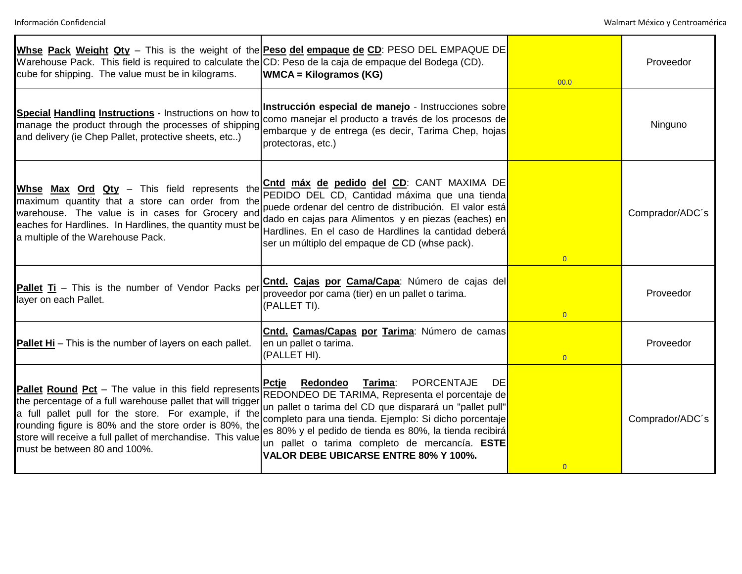| | | | |
|---|---|---|---|
| **Whse Pack Weight Qty** – This is the weight of the Warehouse Pack. This field is required to calculate the cube for shipping. The value must be in kilograms. | **Peso del empaque de CD**: PESO DEL EMPAQUE DE CD: Peso de la caja de empaque del Bodega (CD). **WMCA = Kilogramos (KG)** | 00.0 | Proveedor |
| **Special Handling Instructions** - Instructions on how to manage the product through the processes of shipping and delivery (ie Chep Pallet, protective sheets, etc..) | **Instrucción especial de manejo** - Instrucciones sobre como manejar el producto a través de los procesos de embarque y de entrega (es decir, Tarima Chep, hojas protectoras, etc.) | | Ninguno |
| **Whse Max Ord Qty** – This field represents the maximum quantity that a store can order from the warehouse. The value is in cases for Grocery and eaches for Hardlines. In Hardlines, the quantity must be a multiple of the Warehouse Pack. | **Cntd máx de pedido del CD**: CANT MAXIMA DE PEDIDO DEL CD, Cantidad máxima que una tienda puede ordenar del centro de distribución. El valor está dado en cajas para Alimentos y en piezas (eaches) en Hardlines. En el caso de Hardlines la cantidad deberá ser un múltiplo del empaque de CD (whse pack). | 0 | Comprador/ADC´s |
| **Pallet Ti** – This is the number of Vendor Packs per layer on each Pallet. | **Cntd. Cajas por Cama/Capa**: Número de cajas del proveedor por cama (tier) en un pallet o tarima. (PALLET TI). | 0 | Proveedor |
| **Pallet Hi** – This is the number of layers on each pallet. | **Cntd. Camas/Capas por Tarima**: Número de camas en un pallet o tarima. (PALLET HI). | 0 | Proveedor |
| **Pallet Round Pct** – The value in this field represents the percentage of a full warehouse pallet that will trigger a full pallet pull for the store. For example, if the rounding figure is 80% and the store order is 80%, the store will receive a full pallet of merchandise. This value must be between 80 and 100%. | **Pctje Redondeo Tarima**: PORCENTAJE DE REDONDEO DE TARIMA, Representa el porcentaje de un pallet o tarima del CD que disparará un "pallet pull" completo para una tienda. Ejemplo: Si dicho porcentaje es 80% y el pedido de tienda es 80%, la tienda recibirá un pallet o tarima completo de mercancía. **ESTE VALOR DEBE UBICARSE ENTRE 80% Y 100%.** | 0 | Comprador/ADC´s |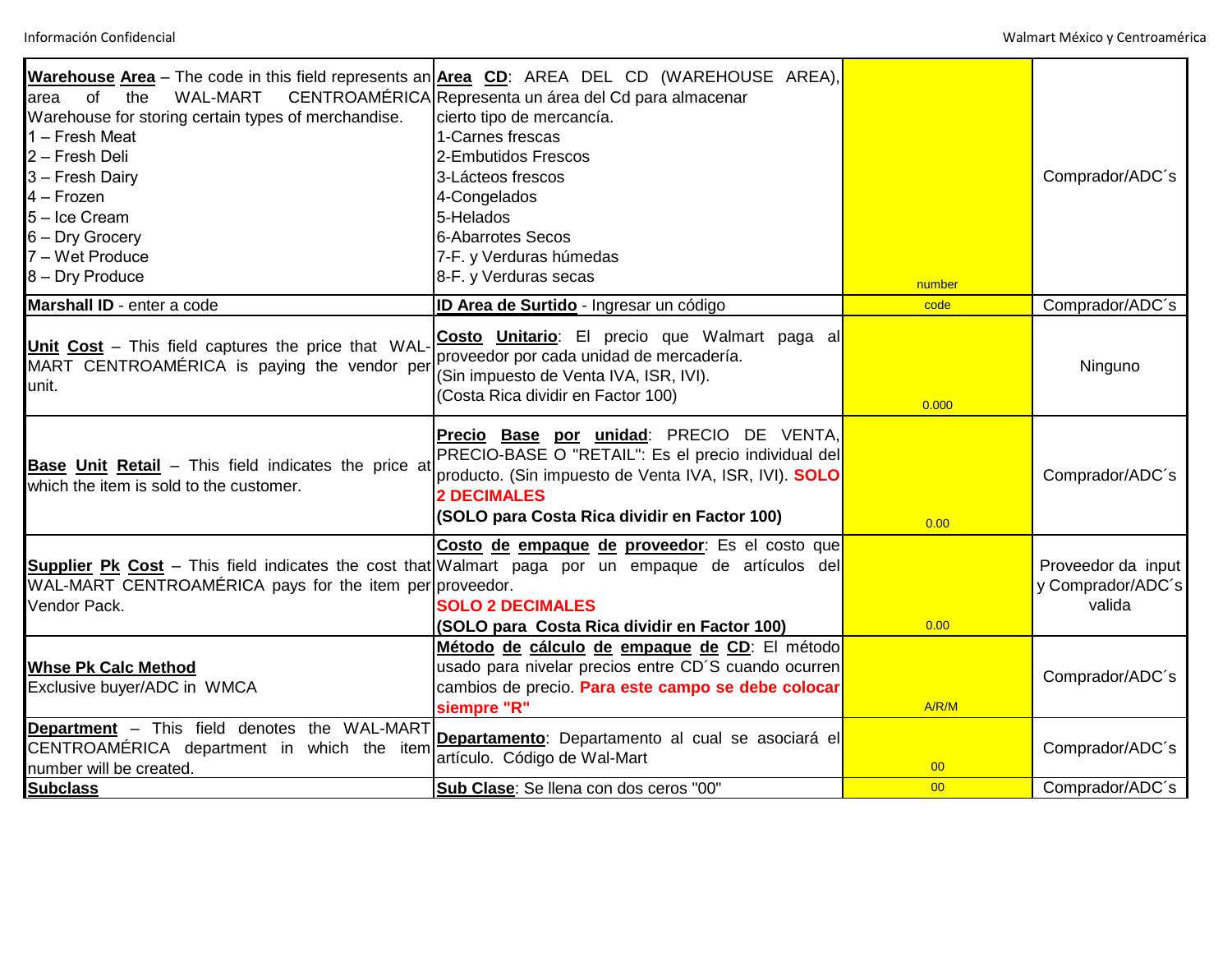| | | | |
|---|---|---|---|
| **Warehouse Area** – The code in this field represents an area of the WAL-MART CENTROAMÉRICA Warehouse for storing certain types of merchandise.<br>1 – Fresh Meat<br>2 – Fresh Deli<br>3 – Fresh Dairy<br>4 – Frozen<br>5 – Ice Cream<br>6 – Dry Grocery<br>7 – Wet Produce<br>8 – Dry Produce | **Area CD**: AREA DEL CD (WAREHOUSE AREA), Representa un área del Cd para almacenar cierto tipo de mercancía.<br>1-Carnes frescas<br>2-Embutidos Frescos<br>3-Lácteos frescos<br>4-Congelados<br>5-Helados<br>6-Abarrotes Secos<br>7-F. y Verduras húmedas<br>8-F. y Verduras secas | number | Comprador/ADC´s |
| **Marshall ID** - enter a code | **ID Area de Surtido** - Ingresar un código | code | Comprador/ADC´s |
| **Unit Cost** – This field captures the price that WAL-MART CENTROAMÉRICA is paying the vendor per unit. | **Costo Unitario**: El precio que Walmart paga al proveedor por cada unidad de mercadería.<br>(Sin impuesto de Venta IVA, ISR, IVI).<br>(Costa Rica dividir en Factor 100) | 0.000 | Ninguno |
| **Base Unit Retail** – This field indicates the price at which the item is sold to the customer. | **Precio Base por unidad**: PRECIO DE VENTA, PRECIO-BASE O "RETAIL": Es el precio individual del producto. (Sin impuesto de Venta IVA, ISR, IVI). **SOLO 2 DECIMALES**<br>**(SOLO para Costa Rica dividir en Factor 100)** | 0.00 | Comprador/ADC´s |
| **Supplier Pk Cost** – This field indicates the cost that WAL-MART CENTROAMÉRICA pays for the item per Vendor Pack. | **Costo de empaque de proveedor**: Es el costo que Walmart paga por un empaque de artículos del proveedor.<br>**SOLO 2 DECIMALES**<br>**(SOLO para Costa Rica dividir en Factor 100)** | 0.00 | Proveedor da input y Comprador/ADC´s valida |
| **Whse Pk Calc Method**<br>Exclusive buyer/ADC in WMCA | **Método de cálculo de empaque de CD**: El método usado para nivelar precios entre CD´S cuando ocurren cambios de precio. **Para este campo se debe colocar siempre "R"** | A/R/M | Comprador/ADC´s |
| **Department** – This field denotes the WAL-MART CENTROAMÉRICA department in which the item number will be created. | **Departamento**: Departamento al cual se asociará el artículo. Código de Wal-Mart | 00 | Comprador/ADC´s |
| **Subclass** | **Sub Clase**: Se llena con dos ceros "00" | 00 | Comprador/ADC´s |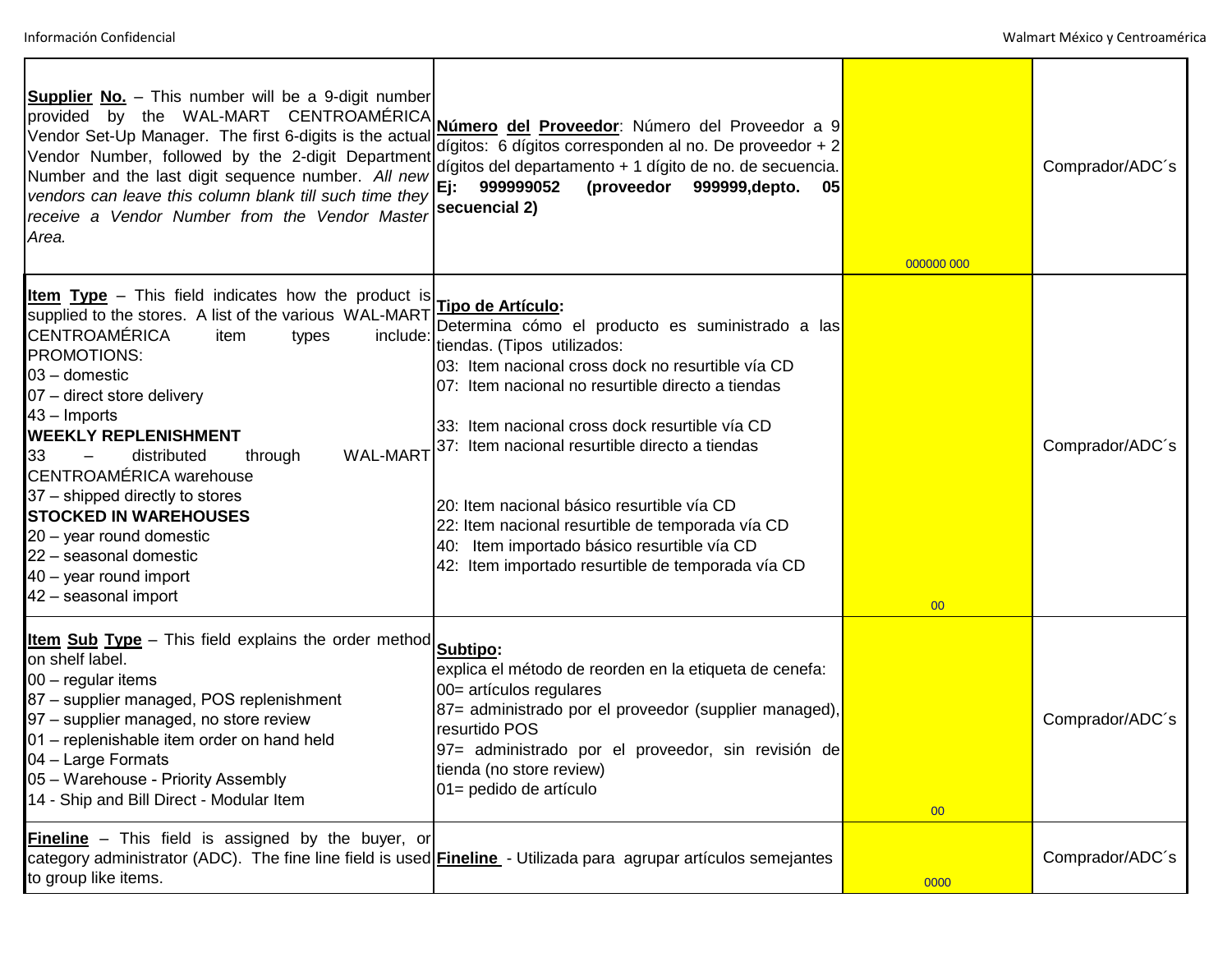| | | | |
|---|---|---|---|
| **Supplier No.** – This number will be a 9-digit number provided by the WAL-MART CENTROAMÉRICA Vendor Set-Up Manager. The first 6-digits is the actual Vendor Number, followed by the 2-digit Department Number and the last digit sequence number. *All new vendors can leave this column blank till such time they receive a Vendor Number from the Vendor Master Area.* | **Número del Proveedor**: Número del Proveedor a 9 dígitos: 6 dígitos corresponden al no. De proveedor + 2 dígitos del departamento + 1 dígito de no. de secuencia. **Ej: 999999052 (proveedor 999999,depto. 05 secuencial 2)** | 000000 000 | Comprador/ADC´s |
| **Item Type** – This field indicates how the product is supplied to the stores. A list of the various WAL-MART CENTROAMÉRICA item types include:<br>PROMOTIONS:<br>03 – domestic<br>07 – direct store delivery<br>43 – Imports<br>**WEEKLY REPLENISHMENT**<br>33 – distributed through WAL-MART CENTROAMÉRICA warehouse<br>37 – shipped directly to stores<br>**STOCKED IN WAREHOUSES**<br>20 – year round domestic<br>22 – seasonal domestic<br>40 – year round import<br>42 – seasonal import | **Tipo de Artículo:**<br>Determina cómo el producto es suministrado a las tiendas. (Tipos utilizados:<br>03: Item nacional cross dock no resurtible vía CD<br>07: Item nacional no resurtible directo a tiendas<br><br>33: Item nacional cross dock resurtible vía CD<br>37: Item nacional resurtible directo a tiendas<br><br>20: Item nacional básico resurtible vía CD<br>22: Item nacional resurtible de temporada vía CD<br>40: Item importado básico resurtible vía CD<br>42: Item importado resurtible de temporada vía CD | 00 | Comprador/ADC´s |
| **Item Sub Type** – This field explains the order method on shelf label.<br>00 – regular items<br>87 – supplier managed, POS replenishment<br>97 – supplier managed, no store review<br>01 – replenishable item order on hand held<br>04 – Large Formats<br>05 – Warehouse - Priority Assembly<br>14 - Ship and Bill Direct - Modular Item | **Subtipo:**<br>explica el método de reorden en la etiqueta de cenefa:<br>00= artículos regulares<br>87= administrado por el proveedor (supplier managed), resurtido POS<br>97= administrado por el proveedor, sin revisión de tienda (no store review)<br>01= pedido de artículo | 00 | Comprador/ADC´s |
| **Fineline** – This field is assigned by the buyer, or category administrator (ADC). The fine line field is used to group like items. | **Fineline** - Utilizada para agrupar artículos semejantes | 0000 | Comprador/ADC´s |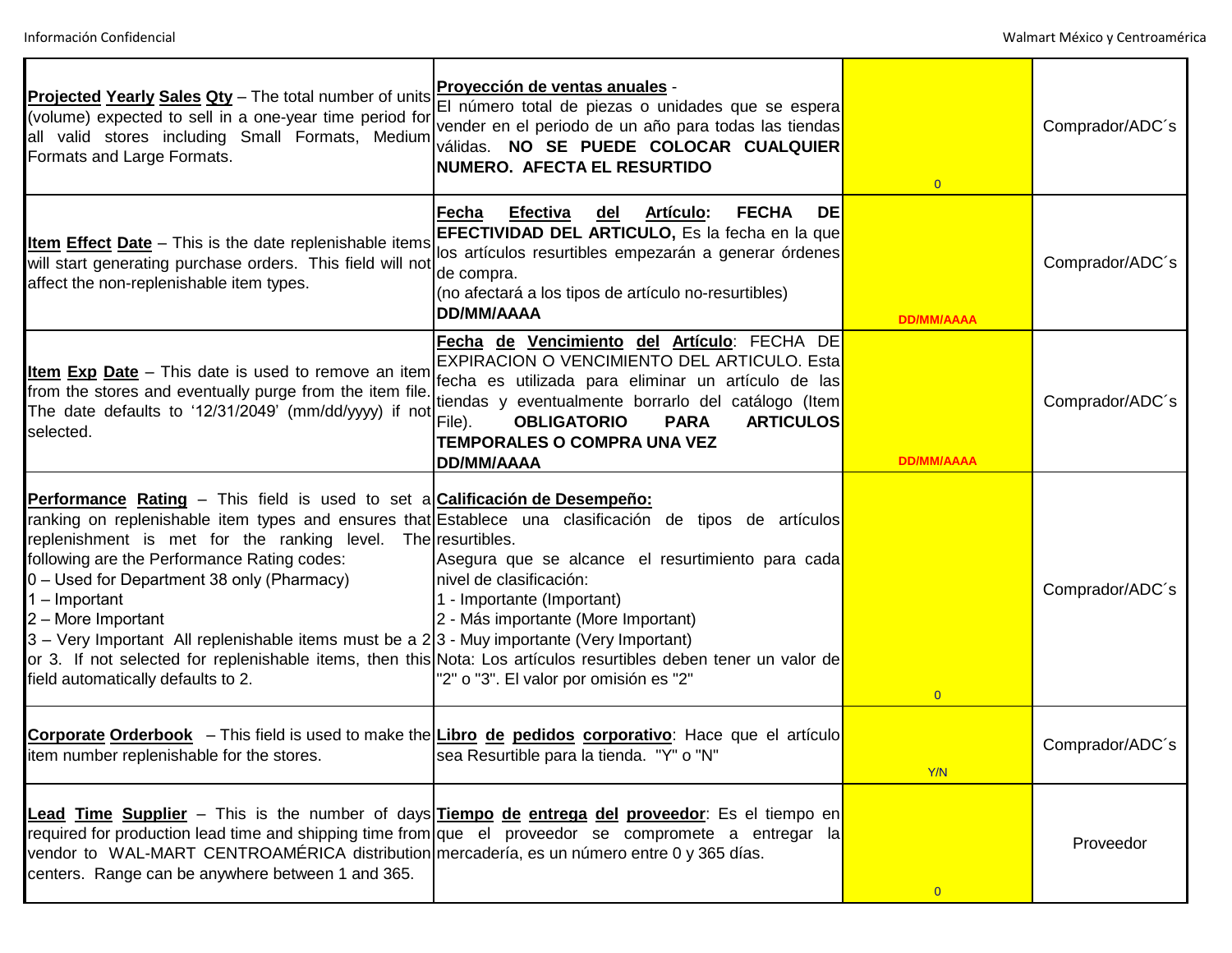| | | | |
|---|---|---|---|
| **Projected Yearly Sales Qty** – The total number of units (volume) expected to sell in a one-year time period for all valid stores including Small Formats, Medium Formats and Large Formats. | **Proyección de ventas anuales** - El número total de piezas o unidades que se espera vender en el periodo de un año para todas las tiendas válidas. **NO SE PUEDE COLOCAR CUALQUIER NUMERO. AFECTA EL RESURTIDO** | 0 | Comprador/ADC´s |
| **Item Effect Date** – This is the date replenishable items will start generating purchase orders. This field will not affect the non-replenishable item types. | **Fecha Efectiva del Artículo: FECHA DE EFECTIVIDAD DEL ARTICULO,** Es la fecha en la que los artículos resurtibles empezarán a generar órdenes de compra. (no afectará a los tipos de artículo no-resurtibles) **DD/MM/AAAA** | DD/MM/AAAA | Comprador/ADC´s |
| **Item Exp Date** – This date is used to remove an item from the stores and eventually purge from the item file. The date defaults to '12/31/2049' (mm/dd/yyyy) if not selected. | **Fecha de Vencimiento del Artículo**: FECHA DE EXPIRACION O VENCIMIENTO DEL ARTICULO. Esta fecha es utilizada para eliminar un artículo de las tiendas y eventualmente borrarlo del catálogo (Item File). **OBLIGATORIO PARA ARTICULOS TEMPORALES O COMPRA UNA VEZ DD/MM/AAAA** | DD/MM/AAAA | Comprador/ADC´s |
| **Performance Rating** – This field is used to set a ranking on replenishable item types and ensures that replenishment is met for the ranking level. The following are the Performance Rating codes:<br>0 – Used for Department 38 only (Pharmacy)<br>1 – Important<br>2 – More Important<br>3 – Very Important All replenishable items must be a 2 or 3. If not selected for replenishable items, then this field automatically defaults to 2. | **Calificación de Desempeño:** Establece una clasificación de tipos de artículos resurtibles.<br>Asegura que se alcance el resurtimiento para cada nivel de clasificación:<br>1 - Importante (Important)<br>2 - Más importante (More Important)<br>3 - Muy importante (Very Important)<br>Nota: Los artículos resurtibles deben tener un valor de "2" o "3". El valor por omisión es "2" | 0 | Comprador/ADC´s |
| **Corporate Orderbook** – This field is used to make the item number replenishable for the stores. | **Libro de pedidos corporativo**: Hace que el artículo sea Resurtible para la tienda. "Y" o "N" | Y/N | Comprador/ADC´s |
| **Lead Time Supplier** – This is the number of days required for production lead time and shipping time from vendor to WAL-MART CENTROAMÉRICA distribution centers. Range can be anywhere between 1 and 365. | **Tiempo de entrega del proveedor**: Es el tiempo en que el proveedor se compromete a entregar la mercadería, es un número entre 0 y 365 días. | 0 | Proveedor |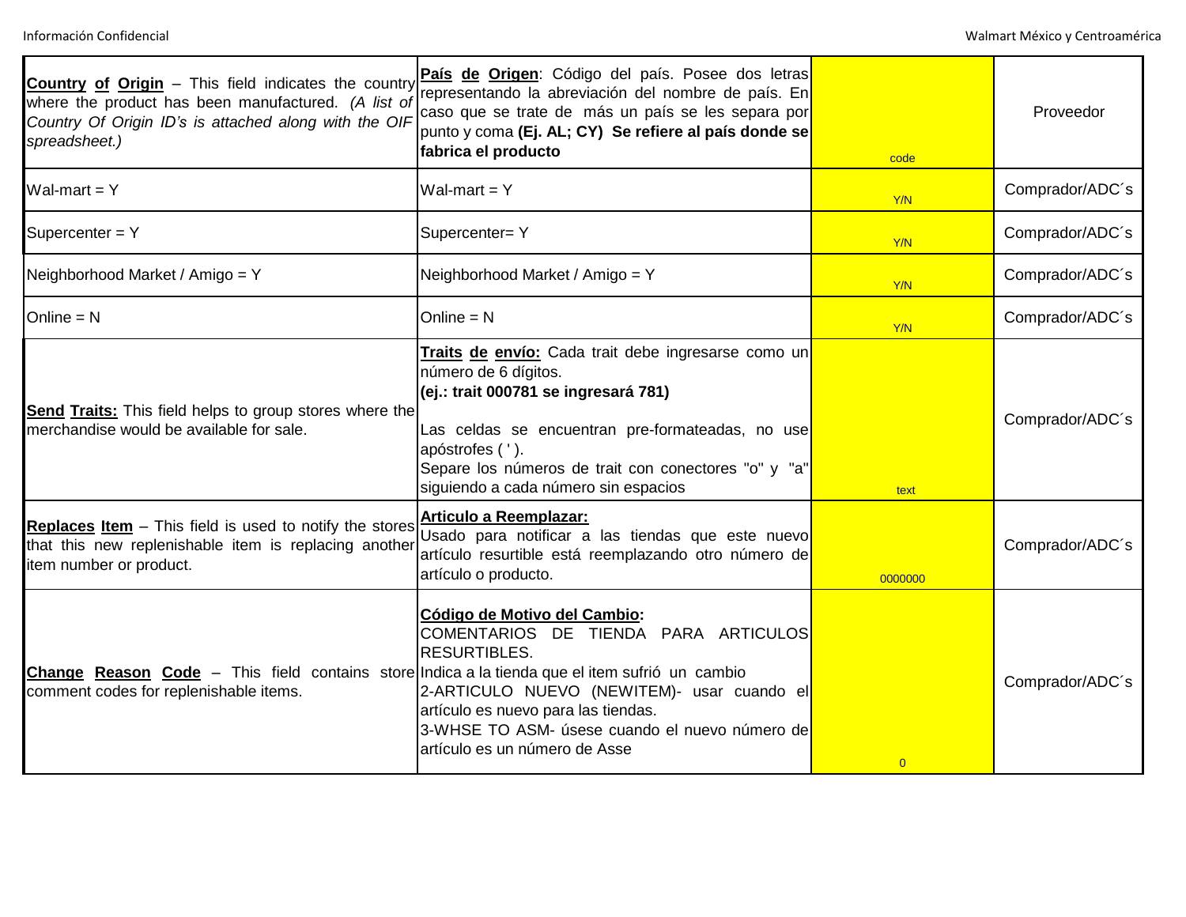| | | | |
|---|---|---|---|
| **Country of Origin** – This field indicates the country where the product has been manufactured. *(A list of Country Of Origin ID's is attached along with the OIF spreadsheet.)* | **País de Origen**: Código del país. Posee dos letras representando la abreviación del nombre de país. En caso que se trate de más un país se les separa por punto y coma **(Ej. AL; CY) Se refiere al país donde se fabrica el producto** | code | Proveedor |
| Wal-mart = Y | Wal-mart = Y | Y/N | Comprador/ADC´s |
| Supercenter = Y | Supercenter= Y | Y/N | Comprador/ADC´s |
| Neighborhood Market / Amigo = Y | Neighborhood Market / Amigo = Y | Y/N | Comprador/ADC´s |
| Online = N | Online = N | Y/N | Comprador/ADC´s |
| **Send Traits:** This field helps to group stores where the merchandise would be available for sale. | **Traits de envío:** Cada trait debe ingresarse como un número de 6 dígitos.<br>**(ej.: trait 000781 se ingresará 781)**<br><br>Las celdas se encuentran pre-formateadas, no use apóstrofes ( ' ).<br>Separe los números de trait con conectores "o" y "a" siguiendo a cada número sin espacios | text | Comprador/ADC´s |
| **Replaces Item** – This field is used to notify the stores that this new replenishable item is replacing another item number or product. | **Articulo a Reemplazar:**<br>Usado para notificar a las tiendas que este nuevo artículo resurtible está reemplazando otro número de artículo o producto. | 0000000 | Comprador/ADC´s |
| **Change Reason Code** – This field contains store comment codes for replenishable items. | **Código de Motivo del Cambio:**<br>COMENTARIOS DE TIENDA PARA ARTICULOS RESURTIBLES.<br>Indica a la tienda que el item sufrió un cambio<br>2-ARTICULO NUEVO (NEWITEM)- usar cuando el artículo es nuevo para las tiendas.<br>3-WHSE TO ASM- úsese cuando el nuevo número de artículo es un número de Asse | 0 | Comprador/ADC´s |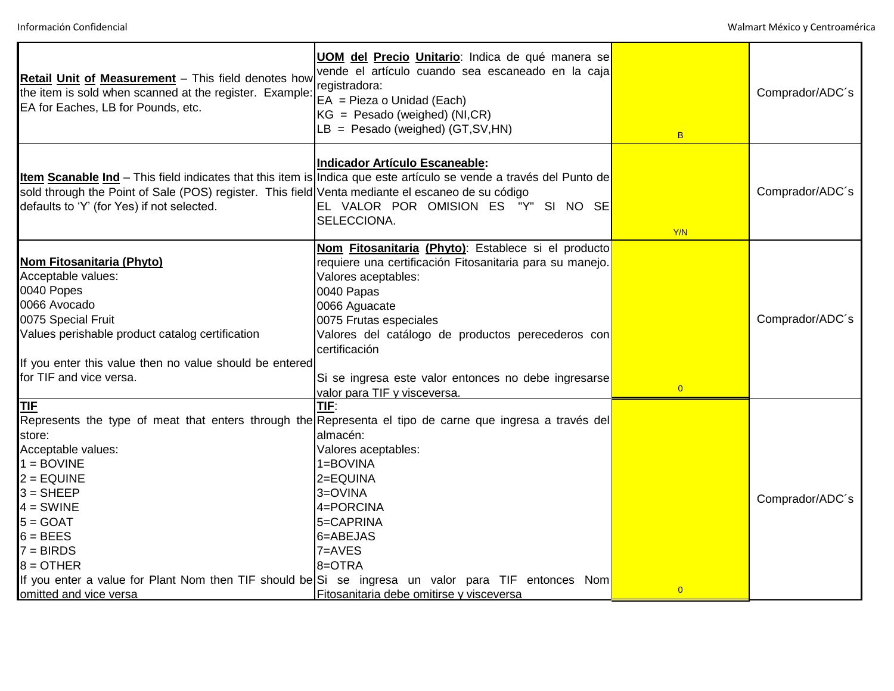| | | | |
|---|---|---|---|
| **Retail Unit of Measurement** – This field denotes how the item is sold when scanned at the register. Example: EA for Eaches, LB for Pounds, etc. | **UOM del Precio Unitario**: Indica de qué manera se vende el artículo cuando sea escaneado en la caja registradora:<br>EA = Pieza o Unidad (Each)<br>KG = Pesado (weighed) (NI,CR)<br>LB = Pesado (weighed) (GT,SV,HN) | B | Comprador/ADC´s |
| **Item Scanable Ind** – This field indicates that this item is sold through the Point of Sale (POS) register. This field defaults to 'Y' (for Yes) if not selected. | **Indicador Artículo Escaneable:**<br>Indica que este artículo se vende a través del Punto de Venta mediante el escaneo de su código<br>EL VALOR POR OMISION ES "Y" SI NO SE SELECCIONA. | Y/N | Comprador/ADC´s |
| **Nom Fitosanitaria (Phyto)**<br>Acceptable values:<br>0040 Popes<br>0066 Avocado<br>0075 Special Fruit<br>Values perishable product catalog certification<br><br>If you enter this value then no value should be entered for TIF and vice versa. | **Nom Fitosanitaria (Phyto)**: Establece si el producto requiere una certificación Fitosanitaria para su manejo.<br>Valores aceptables:<br>0040 Papas<br>0066 Aguacate<br>0075 Frutas especiales<br>Valores del catálogo de productos perecederos con certificación<br><br>Si se ingresa este valor entonces no debe ingresarse valor para TIF y visceversa. | 0 | Comprador/ADC´s |
| **TIF**<br>Represents the type of meat that enters through the store:<br>Acceptable values:<br>1 = BOVINE<br>2 = EQUINE<br>3 = SHEEP<br>4 = SWINE<br>5 = GOAT<br>6 = BEES<br>7 = BIRDS<br>8 = OTHER<br>If you enter a value for Plant Nom then TIF should be omitted and vice versa | **TIF**:<br>Representa el tipo de carne que ingresa a través del almacén:<br>Valores aceptables:<br>1=BOVINA<br>2=EQUINA<br>3=OVINA<br>4=PORCINA<br>5=CAPRINA<br>6=ABEJAS<br>7=AVES<br>8=OTRA<br>Si se ingresa un valor para TIF entonces Nom Fitosanitaria debe omitirse y visceversa | 0 | Comprador/ADC´s |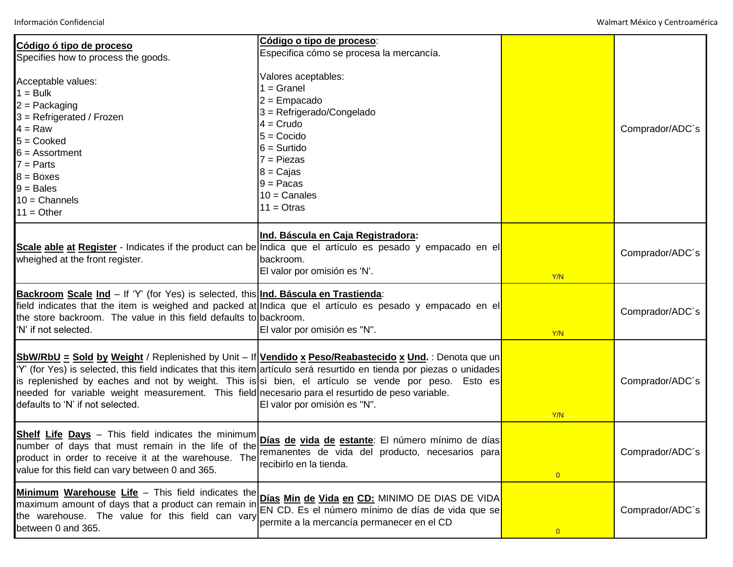| **Código ó tipo de proceso**<br>Specifies how to process the goods.<br><br>Acceptable values:<br>1 = Bulk<br>2 = Packaging<br>3 = Refrigerated / Frozen<br>4 = Raw<br>5 = Cooked<br>6 = Assortment<br>7 = Parts<br>8 = Boxes<br>9 = Bales<br>10 = Channels<br>11 = Other | **Código o tipo de proceso**:<br>Especifica cómo se procesa la mercancía.<br><br>Valores aceptables:<br>1 = Granel<br>2 = Empacado<br>3 = Refrigerado/Congelado<br>4 = Crudo<br>5 = Cocido<br>6 = Surtido<br>7 = Piezas<br>8 = Cajas<br>9 = Pacas<br>10 = Canales<br>11 = Otras | | Comprador/ADC´s |
|---|---|---|---|
| **Scale able at Register** - Indicates if the product can be wheighed at the front register. | **Ind. Báscula en Caja Registradora:**<br>Indica que el artículo es pesado y empacado en el backroom.<br>El valor por omisión es 'N'. | Y/N | Comprador/ADC´s |
| **Backroom Scale Ind** – If 'Y' (for Yes) is selected, this field indicates that the item is weighed and packed at the store backroom. The value in this field defaults to 'N' if not selected. | **Ind. Báscula en Trastienda**:<br>Indica que el artículo es pesado y empacado en el backroom.<br>El valor por omisión es "N". | Y/N | Comprador/ADC´s |
| **SbW/RbU = Sold by Weight** / Replenished by Unit – If 'Y' (for Yes) is selected, this field indicates that this item is replenished by eaches and not by weight. This is needed for variable weight measurement. This field defaults to 'N' if not selected. | **Vendido x Peso/Reabastecido x Und.** : Denota que un artículo será resurtido en tienda por piezas o unidades si bien, el artículo se vende por peso. Esto es necesario para el resurtido de peso variable.<br>El valor por omisión es "N". | Y/N | Comprador/ADC´s |
| **Shelf Life Days** – This field indicates the minimum number of days that must remain in the life of the product in order to receive it at the warehouse. The value for this field can vary between 0 and 365. | **Días de vida de estante**: El número mínimo de días remanentes de vida del producto, necesarios para recibirlo en la tienda. | 0 | Comprador/ADC´s |
| **Minimum Warehouse Life** – This field indicates the maximum amount of days that a product can remain in the warehouse. The value for this field can vary between 0 and 365. | **Días Min de Vida en CD:** MINIMO DE DIAS DE VIDA EN CD. Es el número mínimo de días de vida que se permite a la mercancía permanecer en el CD | 0 | Comprador/ADC´s |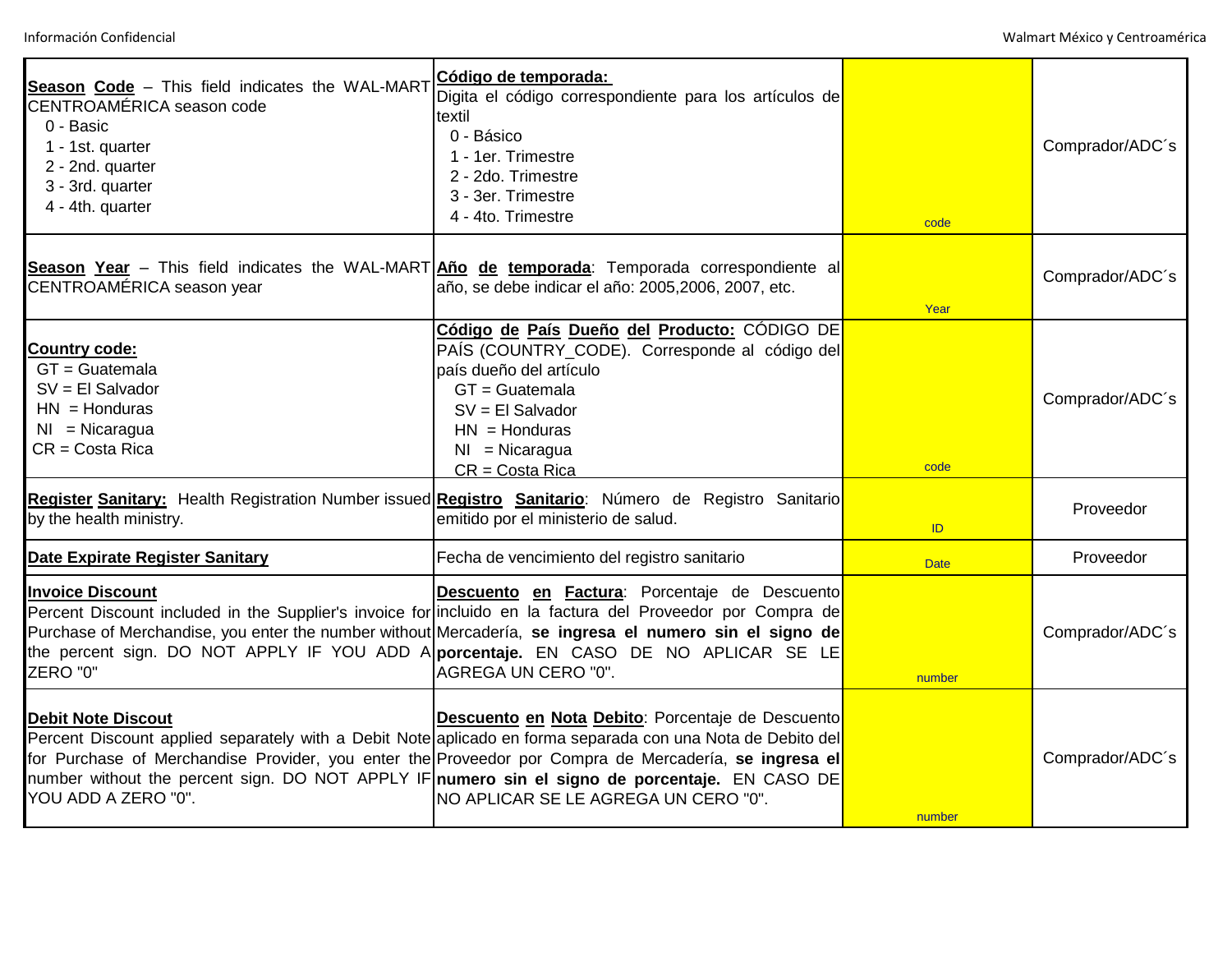| | | | |
|---|---|---|---|
| **Season Code** – This field indicates the WAL-MART CENTROAMÉRICA season code<br>0 - Basic<br>1 - 1st. quarter<br>2 - 2nd. quarter<br>3 - 3rd. quarter<br>4 - 4th. quarter | **Código de temporada:**<br>Digita el código correspondiente para los artículos de textil<br>0 - Básico<br>1 - 1er. Trimestre<br>2 - 2do. Trimestre<br>3 - 3er. Trimestre<br>4 - 4to. Trimestre | code | Comprador/ADC´s |
| **Season Year** – This field indicates the WAL-MART CENTROAMÉRICA season year | **Año de temporada**: Temporada correspondiente al año, se debe indicar el año: 2005,2006, 2007, etc. | Year | Comprador/ADC´s |
| **Country code:**<br>GT = Guatemala<br>SV = El Salvador<br>HN = Honduras<br>NI = Nicaragua<br>CR = Costa Rica | **Código de País Dueño del Producto:** CÓDIGO DE PAÍS (COUNTRY_CODE). Corresponde al código del país dueño del artículo<br>GT = Guatemala<br>SV = El Salvador<br>HN = Honduras<br>NI = Nicaragua<br>CR = Costa Rica | code | Comprador/ADC´s |
| **Register Sanitary:** Health Registration Number issued by the health ministry. | **Registro Sanitario**: Número de Registro Sanitario emitido por el ministerio de salud. | ID | Proveedor |
| **Date Expirate Register Sanitary** | Fecha de vencimiento del registro sanitario | Date | Proveedor |
| **Invoice Discount**<br>Percent Discount included in the Supplier's invoice for Purchase of Merchandise, you enter the number without the percent sign. DO NOT APPLY IF YOU ADD A ZERO "0" | **Descuento en Factura**: Porcentaje de Descuento incluido en la factura del Proveedor por Compra de Mercadería, **se ingresa el numero sin el signo de porcentaje.** EN CASO DE NO APLICAR SE LE AGREGA UN CERO "0". | number | Comprador/ADC´s |
| **Debit Note Discout**<br>Percent Discount applied separately with a Debit Note for Purchase of Merchandise Provider, you enter the number without the percent sign. DO NOT APPLY IF YOU ADD A ZERO "0". | **Descuento en Nota Debito**: Porcentaje de Descuento aplicado en forma separada con una Nota de Debito del Proveedor por Compra de Mercadería, **se ingresa el numero sin el signo de porcentaje.** EN CASO DE NO APLICAR SE LE AGREGA UN CERO "0". | number | Comprador/ADC´s |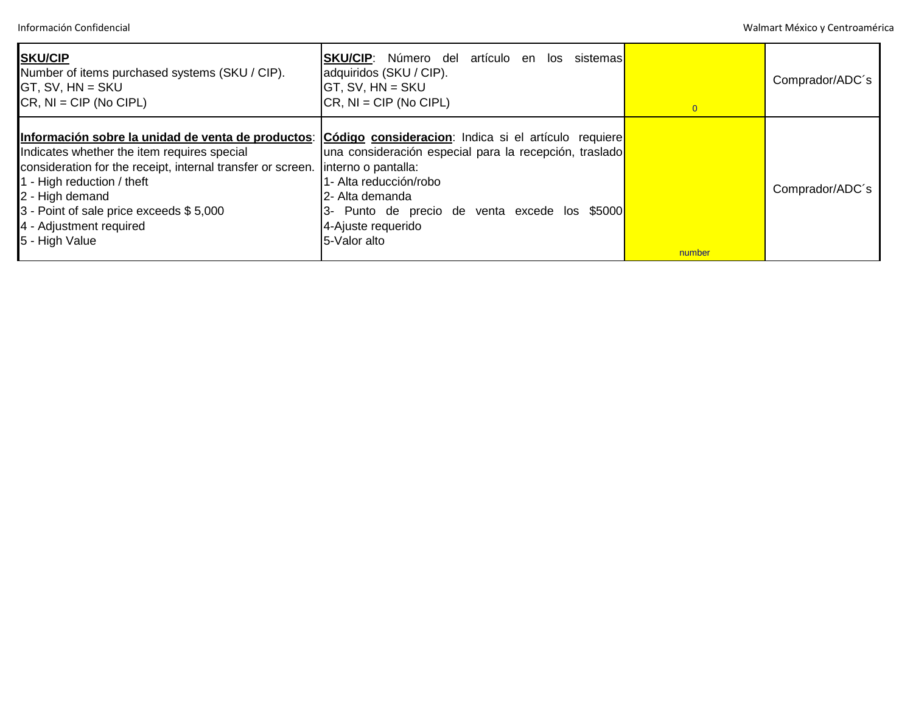| | | | |
|---|---|---|---|
| **SKU/CIP**<br>Number of items purchased systems (SKU / CIP).<br>GT, SV, HN = SKU<br>CR, NI = CIP (No CIPL) | **SKU/CIP**: Número del artículo en los sistemas adquiridos (SKU / CIP).<br>GT, SV, HN = SKU<br>CR, NI = CIP (No CIPL) | 0 | Comprador/ADC´s |
| **Información sobre la unidad de venta de productos**: Indicates whether the item requires special consideration for the receipt, internal transfer or screen.<br>1 - High reduction / theft<br>2 - High demand<br>3 - Point of sale price exceeds $ 5,000<br>4 - Adjustment required<br>5 - High Value | **Código consideracion**: Indica si el artículo requiere una consideración especial para la recepción, traslado interno o pantalla:<br>1- Alta reducción/robo<br>2- Alta demanda<br>3- Punto de precio de venta excede los $5000<br>4-Ajuste requerido<br>5-Valor alto | number | Comprador/ADC´s |